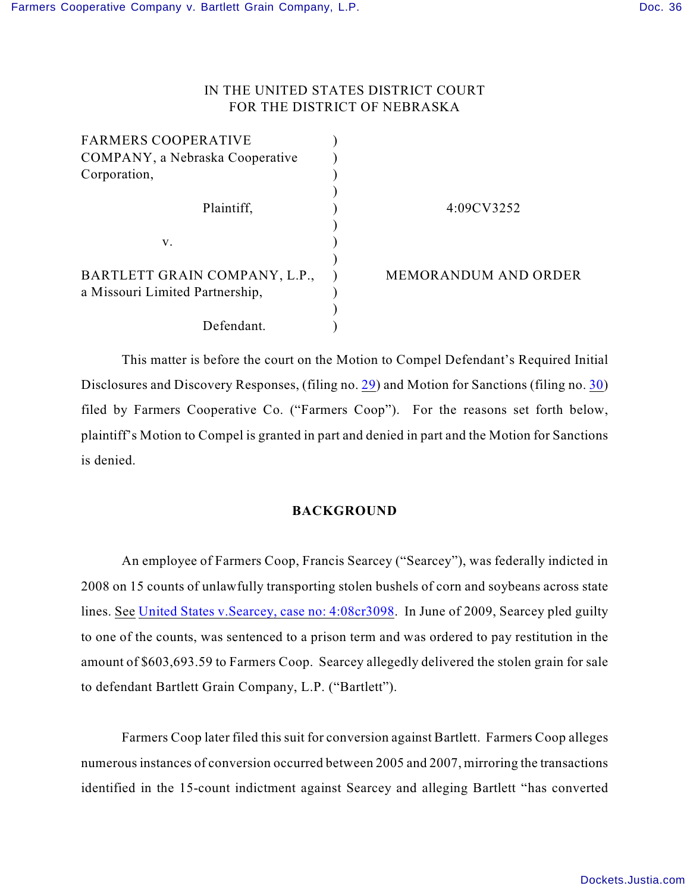IN THE UNITED STATES DISTRICT COURT
FOR THE DISTRICT OF NEBRASKA

| | | |
|---|---|---|
| FARMERS COOPERATIVE COMPANY, a Nebraska Cooperative Corporation, | ) | |
| Plaintiff, | ) | 4:09CV3252 |
| v. | ) | |
| BARTLETT GRAIN COMPANY, L.P., a Missouri Limited Partnership, | ) | MEMORANDUM AND ORDER |
| Defendant. | ) | |

This matter is before the court on the Motion to Compel Defendant's Required Initial Disclosures and Discovery Responses, (filing no. 29) and Motion for Sanctions (filing no. 30) filed by Farmers Cooperative Co. ("Farmers Coop"). For the reasons set forth below, plaintiff's Motion to Compel is granted in part and denied in part and the Motion for Sanctions is denied.

**BACKGROUND**

An employee of Farmers Coop, Francis Searcey ("Searcey"), was federally indicted in 2008 on 15 counts of unlawfully transporting stolen bushels of corn and soybeans across state lines. See United States v.Searcey, case no: 4:08cr3098. In June of 2009, Searcey pled guilty to one of the counts, was sentenced to a prison term and was ordered to pay restitution in the amount of $603,693.59 to Farmers Coop. Searcey allegedly delivered the stolen grain for sale to defendant Bartlett Grain Company, L.P. ("Bartlett").

Farmers Coop later filed this suit for conversion against Bartlett. Farmers Coop alleges numerous instances of conversion occurred between 2005 and 2007, mirroring the transactions identified in the 15-count indictment against Searcey and alleging Bartlett "has converted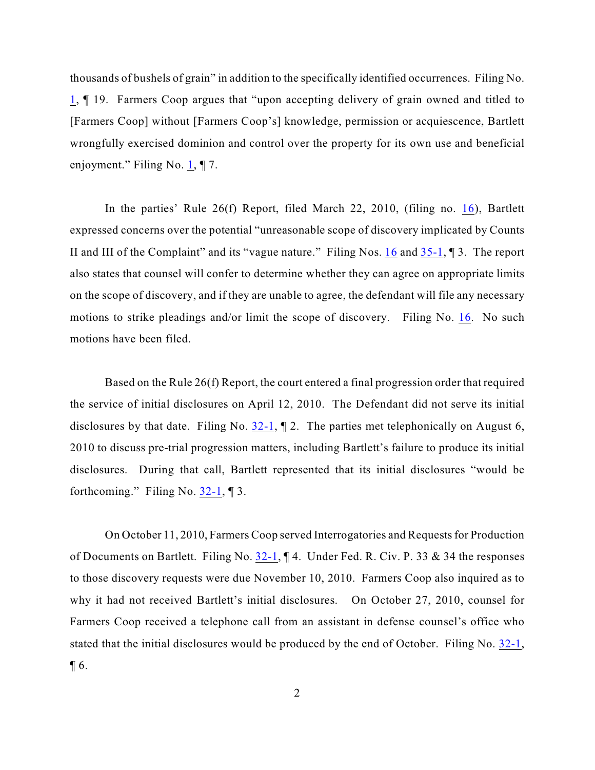thousands of bushels of grain" in addition to the specifically identified occurrences. Filing No. 1, ¶ 19. Farmers Coop argues that "upon accepting delivery of grain owned and titled to [Farmers Coop] without [Farmers Coop's] knowledge, permission or acquiescence, Bartlett wrongfully exercised dominion and control over the property for its own use and beneficial enjoyment." Filing No. 1, ¶ 7.

In the parties' Rule 26(f) Report, filed March 22, 2010, (filing no. 16), Bartlett expressed concerns over the potential "unreasonable scope of discovery implicated by Counts II and III of the Complaint" and its "vague nature." Filing Nos. 16 and 35-1, ¶ 3. The report also states that counsel will confer to determine whether they can agree on appropriate limits on the scope of discovery, and if they are unable to agree, the defendant will file any necessary motions to strike pleadings and/or limit the scope of discovery. Filing No. 16. No such motions have been filed.

Based on the Rule 26(f) Report, the court entered a final progression order that required the service of initial disclosures on April 12, 2010. The Defendant did not serve its initial disclosures by that date. Filing No. 32-1, ¶ 2. The parties met telephonically on August 6, 2010 to discuss pre-trial progression matters, including Bartlett's failure to produce its initial disclosures. During that call, Bartlett represented that its initial disclosures "would be forthcoming." Filing No. 32-1, ¶ 3.

On October 11, 2010, Farmers Coop served Interrogatories and Requests for Production of Documents on Bartlett. Filing No. 32-1, ¶ 4. Under Fed. R. Civ. P. 33 & 34 the responses to those discovery requests were due November 10, 2010. Farmers Coop also inquired as to why it had not received Bartlett's initial disclosures. On October 27, 2010, counsel for Farmers Coop received a telephone call from an assistant in defense counsel's office who stated that the initial disclosures would be produced by the end of October. Filing No. 32-1, ¶ 6.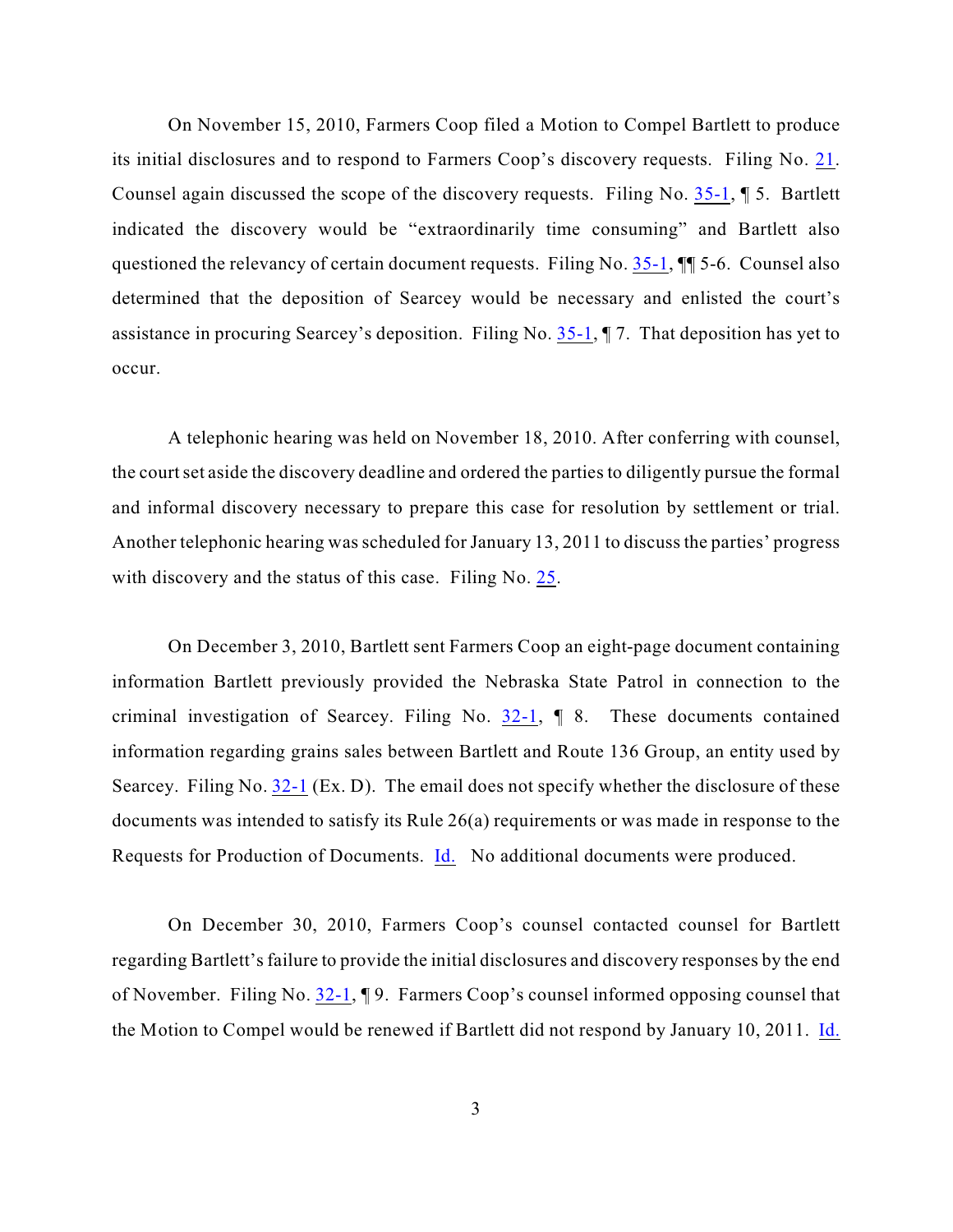On November 15, 2010, Farmers Coop filed a Motion to Compel Bartlett to produce its initial disclosures and to respond to Farmers Coop's discovery requests. Filing No. 21. Counsel again discussed the scope of the discovery requests. Filing No. 35-1, ¶ 5. Bartlett indicated the discovery would be "extraordinarily time consuming" and Bartlett also questioned the relevancy of certain document requests. Filing No. 35-1, ¶¶ 5-6. Counsel also determined that the deposition of Searcey would be necessary and enlisted the court's assistance in procuring Searcey's deposition. Filing No. 35-1, ¶ 7. That deposition has yet to occur.

A telephonic hearing was held on November 18, 2010. After conferring with counsel, the court set aside the discovery deadline and ordered the parties to diligently pursue the formal and informal discovery necessary to prepare this case for resolution by settlement or trial. Another telephonic hearing was scheduled for January 13, 2011 to discuss the parties' progress with discovery and the status of this case. Filing No. 25.

On December 3, 2010, Bartlett sent Farmers Coop an eight-page document containing information Bartlett previously provided the Nebraska State Patrol in connection to the criminal investigation of Searcey. Filing No. 32-1, ¶ 8. These documents contained information regarding grains sales between Bartlett and Route 136 Group, an entity used by Searcey. Filing No. 32-1 (Ex. D). The email does not specify whether the disclosure of these documents was intended to satisfy its Rule 26(a) requirements or was made in response to the Requests for Production of Documents. Id. No additional documents were produced.

On December 30, 2010, Farmers Coop's counsel contacted counsel for Bartlett regarding Bartlett's failure to provide the initial disclosures and discovery responses by the end of November. Filing No. 32-1, ¶ 9. Farmers Coop's counsel informed opposing counsel that the Motion to Compel would be renewed if Bartlett did not respond by January 10, 2011. Id.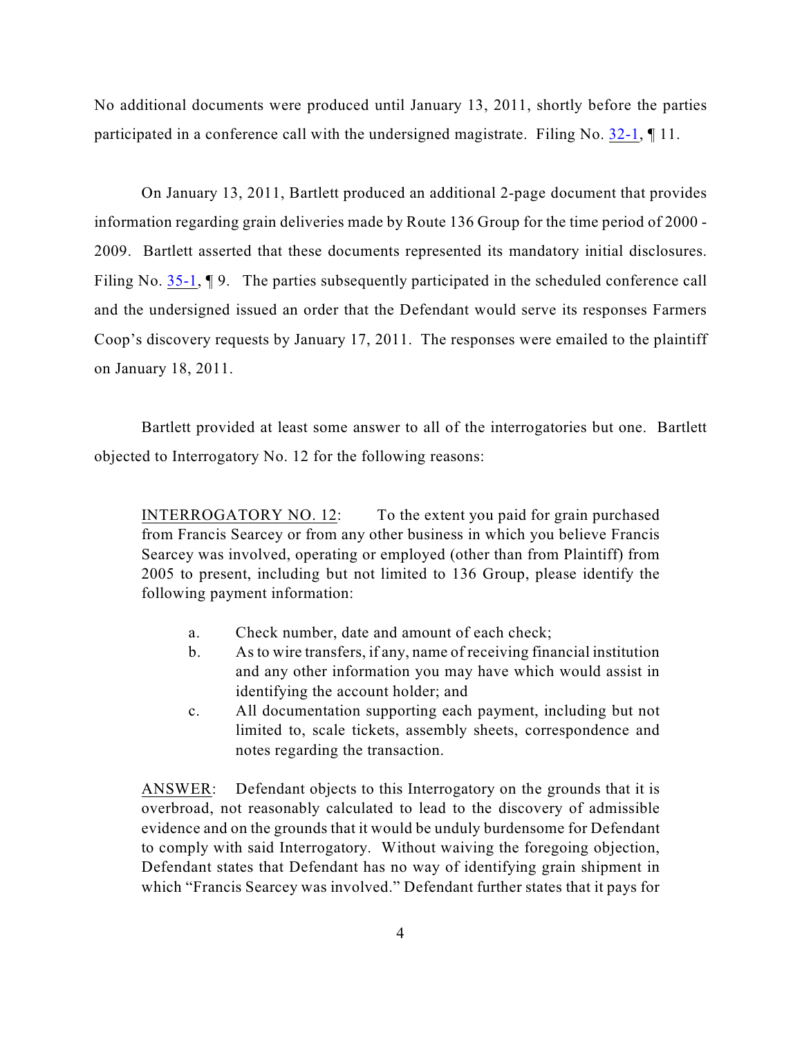No additional documents were produced until January 13, 2011, shortly before the parties participated in a conference call with the undersigned magistrate. Filing No. 32-1, ¶ 11.

On January 13, 2011, Bartlett produced an additional 2-page document that provides information regarding grain deliveries made by Route 136 Group for the time period of 2000 - 2009. Bartlett asserted that these documents represented its mandatory initial disclosures. Filing No. 35-1, ¶ 9. The parties subsequently participated in the scheduled conference call and the undersigned issued an order that the Defendant would serve its responses Farmers Coop's discovery requests by January 17, 2011. The responses were emailed to the plaintiff on January 18, 2011.

Bartlett provided at least some answer to all of the interrogatories but one. Bartlett objected to Interrogatory No. 12 for the following reasons:

> INTERROGATORY NO. 12: To the extent you paid for grain purchased from Francis Searcey or from any other business in which you believe Francis Searcey was involved, operating or employed (other than from Plaintiff) from 2005 to present, including but not limited to 136 Group, please identify the following payment information:
>
> a. Check number, date and amount of each check;
> b. As to wire transfers, if any, name of receiving financial institution and any other information you may have which would assist in identifying the account holder; and
> c. All documentation supporting each payment, including but not limited to, scale tickets, assembly sheets, correspondence and notes regarding the transaction.
>
> ANSWER: Defendant objects to this Interrogatory on the grounds that it is overbroad, not reasonably calculated to lead to the discovery of admissible evidence and on the grounds that it would be unduly burdensome for Defendant to comply with said Interrogatory. Without waiving the foregoing objection, Defendant states that Defendant has no way of identifying grain shipment in which "Francis Searcey was involved." Defendant further states that it pays for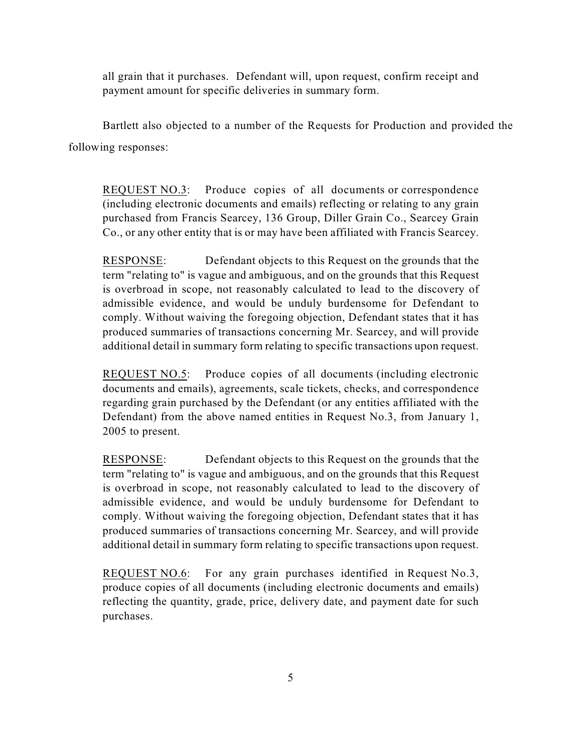all grain that it purchases. Defendant will, upon request, confirm receipt and payment amount for specific deliveries in summary form.

Bartlett also objected to a number of the Requests for Production and provided the following responses:

> REQUEST NO.3: Produce copies of all documents or correspondence (including electronic documents and emails) reflecting or relating to any grain purchased from Francis Searcey, 136 Group, Diller Grain Co., Searcey Grain Co., or any other entity that is or may have been affiliated with Francis Searcey.
>
> RESPONSE: Defendant objects to this Request on the grounds that the term "relating to" is vague and ambiguous, and on the grounds that this Request is overbroad in scope, not reasonably calculated to lead to the discovery of admissible evidence, and would be unduly burdensome for Defendant to comply. Without waiving the foregoing objection, Defendant states that it has produced summaries of transactions concerning Mr. Searcey, and will provide additional detail in summary form relating to specific transactions upon request.
>
> REQUEST NO.5: Produce copies of all documents (including electronic documents and emails), agreements, scale tickets, checks, and correspondence regarding grain purchased by the Defendant (or any entities affiliated with the Defendant) from the above named entities in Request No.3, from January 1, 2005 to present.
>
> RESPONSE: Defendant objects to this Request on the grounds that the term "relating to" is vague and ambiguous, and on the grounds that this Request is overbroad in scope, not reasonably calculated to lead to the discovery of admissible evidence, and would be unduly burdensome for Defendant to comply. Without waiving the foregoing objection, Defendant states that it has produced summaries of transactions concerning Mr. Searcey, and will provide additional detail in summary form relating to specific transactions upon request.
>
> REQUEST NO.6: For any grain purchases identified in Request No.3, produce copies of all documents (including electronic documents and emails) reflecting the quantity, grade, price, delivery date, and payment date for such purchases.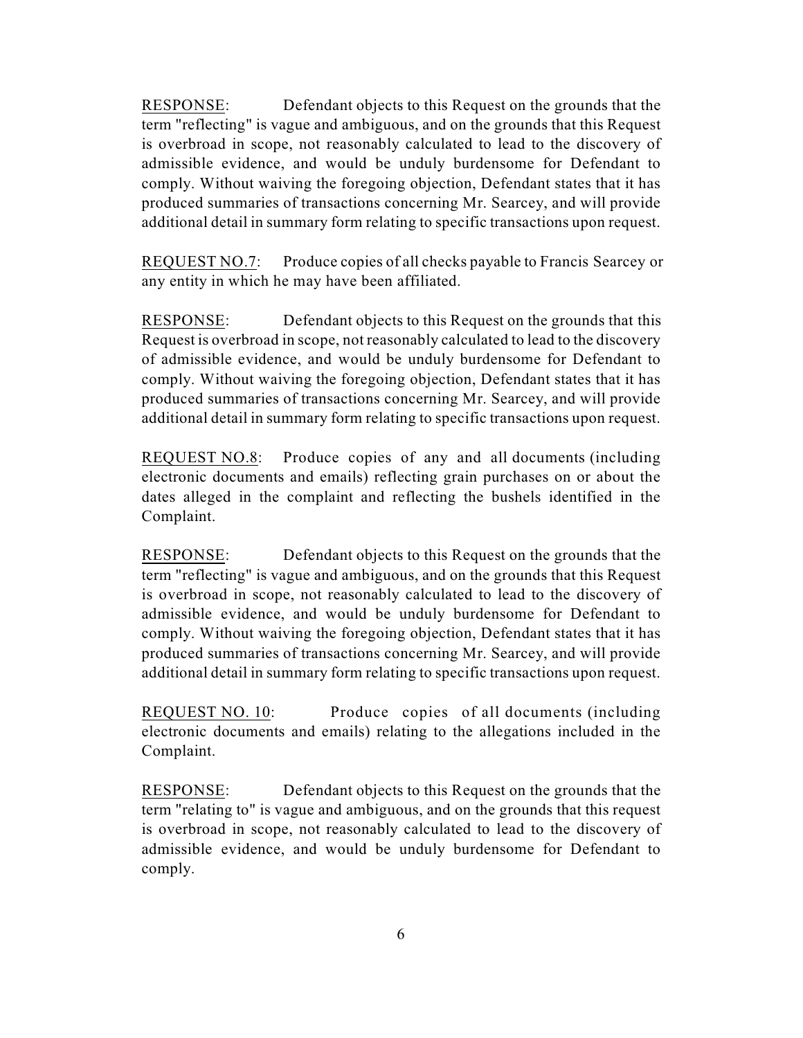RESPONSE: Defendant objects to this Request on the grounds that the term "reflecting" is vague and ambiguous, and on the grounds that this Request is overbroad in scope, not reasonably calculated to lead to the discovery of admissible evidence, and would be unduly burdensome for Defendant to comply. Without waiving the foregoing objection, Defendant states that it has produced summaries of transactions concerning Mr. Searcey, and will provide additional detail in summary form relating to specific transactions upon request.

REQUEST NO.7: Produce copies of all checks payable to Francis Searcey or any entity in which he may have been affiliated.

RESPONSE: Defendant objects to this Request on the grounds that this Request is overbroad in scope, not reasonably calculated to lead to the discovery of admissible evidence, and would be unduly burdensome for Defendant to comply. Without waiving the foregoing objection, Defendant states that it has produced summaries of transactions concerning Mr. Searcey, and will provide additional detail in summary form relating to specific transactions upon request.

REQUEST NO.8: Produce copies of any and all documents (including electronic documents and emails) reflecting grain purchases on or about the dates alleged in the complaint and reflecting the bushels identified in the Complaint.

RESPONSE: Defendant objects to this Request on the grounds that the term "reflecting" is vague and ambiguous, and on the grounds that this Request is overbroad in scope, not reasonably calculated to lead to the discovery of admissible evidence, and would be unduly burdensome for Defendant to comply. Without waiving the foregoing objection, Defendant states that it has produced summaries of transactions concerning Mr. Searcey, and will provide additional detail in summary form relating to specific transactions upon request.

REQUEST NO. 10: Produce copies of all documents (including electronic documents and emails) relating to the allegations included in the Complaint.

RESPONSE: Defendant objects to this Request on the grounds that the term "relating to" is vague and ambiguous, and on the grounds that this request is overbroad in scope, not reasonably calculated to lead to the discovery of admissible evidence, and would be unduly burdensome for Defendant to comply.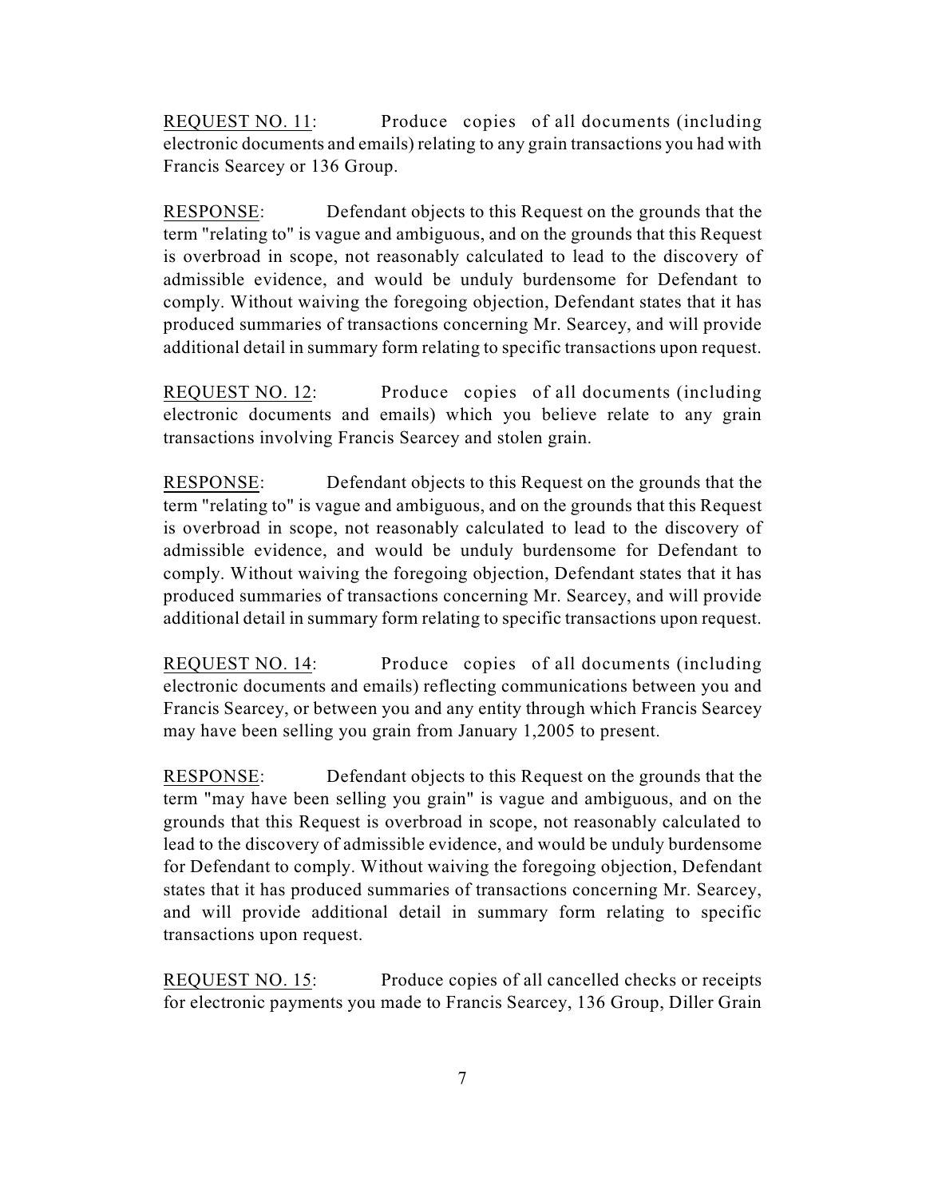<u>REQUEST NO. 11</u>: Produce copies of all documents (including electronic documents and emails) relating to any grain transactions you had with Francis Searcey or 136 Group.

<u>RESPONSE</u>: Defendant objects to this Request on the grounds that the term "relating to" is vague and ambiguous, and on the grounds that this Request is overbroad in scope, not reasonably calculated to lead to the discovery of admissible evidence, and would be unduly burdensome for Defendant to comply. Without waiving the foregoing objection, Defendant states that it has produced summaries of transactions concerning Mr. Searcey, and will provide additional detail in summary form relating to specific transactions upon request.

<u>REQUEST NO. 12</u>: Produce copies of all documents (including electronic documents and emails) which you believe relate to any grain transactions involving Francis Searcey and stolen grain.

<u>RESPONSE</u>: Defendant objects to this Request on the grounds that the term "relating to" is vague and ambiguous, and on the grounds that this Request is overbroad in scope, not reasonably calculated to lead to the discovery of admissible evidence, and would be unduly burdensome for Defendant to comply. Without waiving the foregoing objection, Defendant states that it has produced summaries of transactions concerning Mr. Searcey, and will provide additional detail in summary form relating to specific transactions upon request.

<u>REQUEST NO. 14</u>: Produce copies of all documents (including electronic documents and emails) reflecting communications between you and Francis Searcey, or between you and any entity through which Francis Searcey may have been selling you grain from January 1,2005 to present.

<u>RESPONSE</u>: Defendant objects to this Request on the grounds that the term "may have been selling you grain" is vague and ambiguous, and on the grounds that this Request is overbroad in scope, not reasonably calculated to lead to the discovery of admissible evidence, and would be unduly burdensome for Defendant to comply. Without waiving the foregoing objection, Defendant states that it has produced summaries of transactions concerning Mr. Searcey, and will provide additional detail in summary form relating to specific transactions upon request.

<u>REQUEST NO. 15</u>: Produce copies of all cancelled checks or receipts for electronic payments you made to Francis Searcey, 136 Group, Diller Grain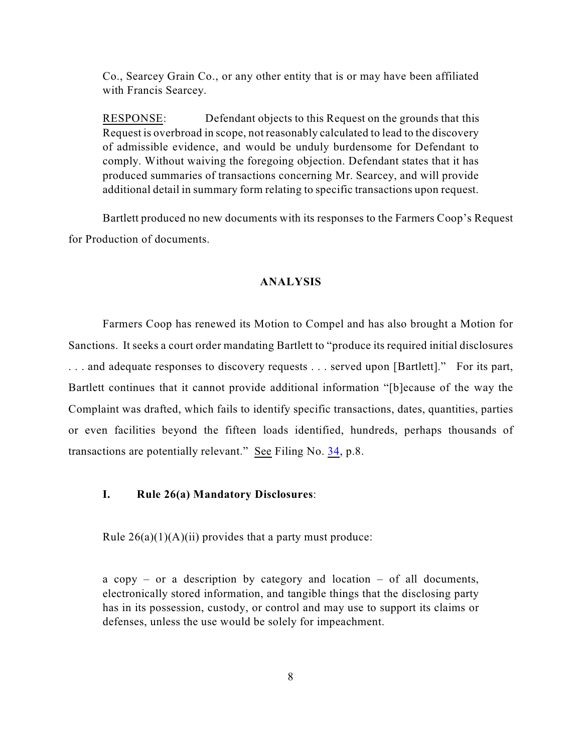Co., Searcey Grain Co., or any other entity that is or may have been affiliated with Francis Searcey.

> RESPONSE: Defendant objects to this Request on the grounds that this Request is overbroad in scope, not reasonably calculated to lead to the discovery of admissible evidence, and would be unduly burdensome for Defendant to comply. Without waiving the foregoing objection. Defendant states that it has produced summaries of transactions concerning Mr. Searcey, and will provide additional detail in summary form relating to specific transactions upon request.

Bartlett produced no new documents with its responses to the Farmers Coop's Request for Production of documents.

## ANALYSIS

Farmers Coop has renewed its Motion to Compel and has also brought a Motion for Sanctions. It seeks a court order mandating Bartlett to "produce its required initial disclosures . . . and adequate responses to discovery requests . . . served upon [Bartlett]." For its part, Bartlett continues that it cannot provide additional information "[b]ecause of the way the Complaint was drafted, which fails to identify specific transactions, dates, quantities, parties or even facilities beyond the fifteen loads identified, hundreds, perhaps thousands of transactions are potentially relevant." See Filing No. 34, p.8.

### I. Rule 26(a) Mandatory Disclosures:

Rule 26(a)(1)(A)(ii) provides that a party must produce:

> a copy – or a description by category and location – of all documents, electronically stored information, and tangible things that the disclosing party has in its possession, custody, or control and may use to support its claims or defenses, unless the use would be solely for impeachment.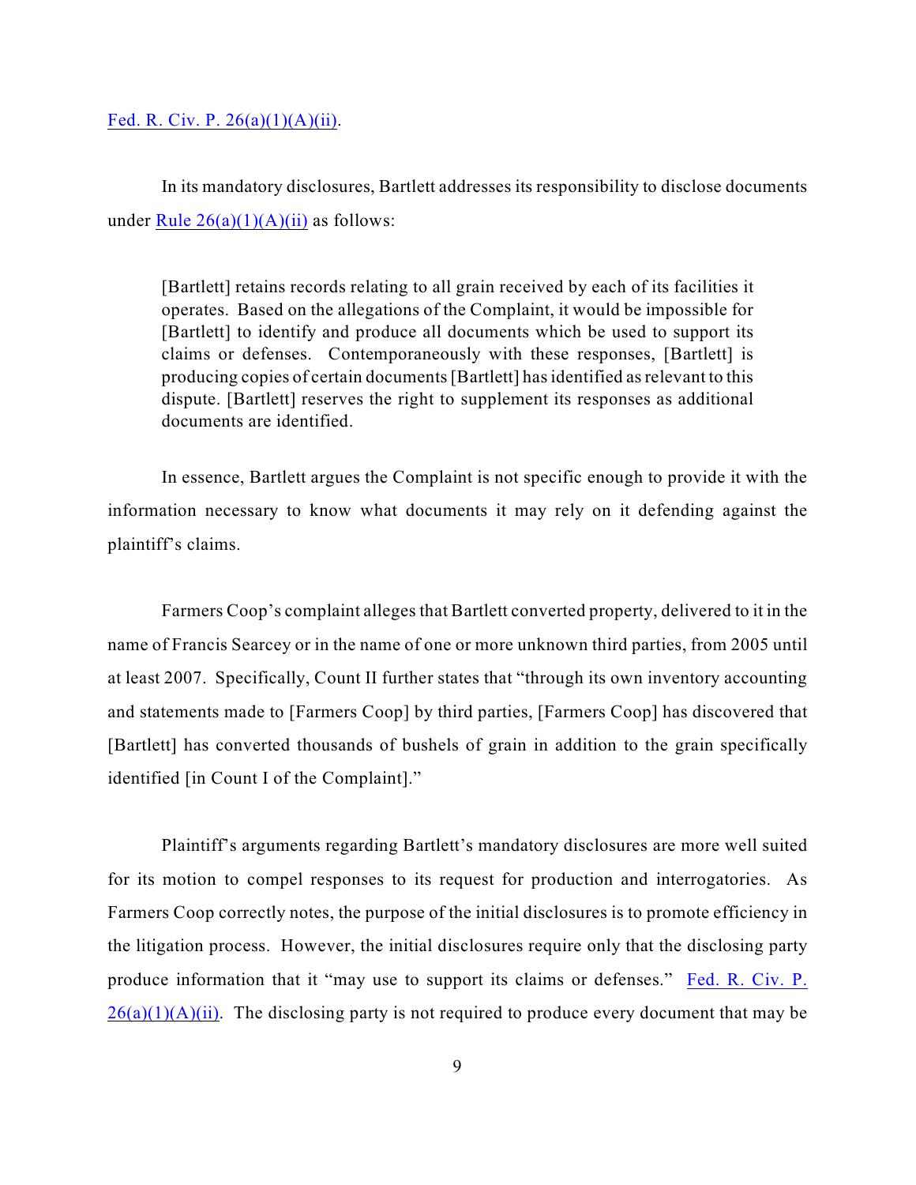Fed. R. Civ. P. 26(a)(1)(A)(ii).

In its mandatory disclosures, Bartlett addresses its responsibility to disclose documents under Rule 26(a)(1)(A)(ii) as follows:

> [Bartlett] retains records relating to all grain received by each of its facilities it operates. Based on the allegations of the Complaint, it would be impossible for [Bartlett] to identify and produce all documents which be used to support its claims or defenses. Contemporaneously with these responses, [Bartlett] is producing copies of certain documents [Bartlett] has identified as relevant to this dispute. [Bartlett] reserves the right to supplement its responses as additional documents are identified.

In essence, Bartlett argues the Complaint is not specific enough to provide it with the information necessary to know what documents it may rely on it defending against the plaintiff's claims.

Farmers Coop's complaint alleges that Bartlett converted property, delivered to it in the name of Francis Searcey or in the name of one or more unknown third parties, from 2005 until at least 2007. Specifically, Count II further states that "through its own inventory accounting and statements made to [Farmers Coop] by third parties, [Farmers Coop] has discovered that [Bartlett] has converted thousands of bushels of grain in addition to the grain specifically identified [in Count I of the Complaint]."

Plaintiff's arguments regarding Bartlett's mandatory disclosures are more well suited for its motion to compel responses to its request for production and interrogatories. As Farmers Coop correctly notes, the purpose of the initial disclosures is to promote efficiency in the litigation process. However, the initial disclosures require only that the disclosing party produce information that it "may use to support its claims or defenses." Fed. R. Civ. P. 26(a)(1)(A)(ii). The disclosing party is not required to produce every document that may be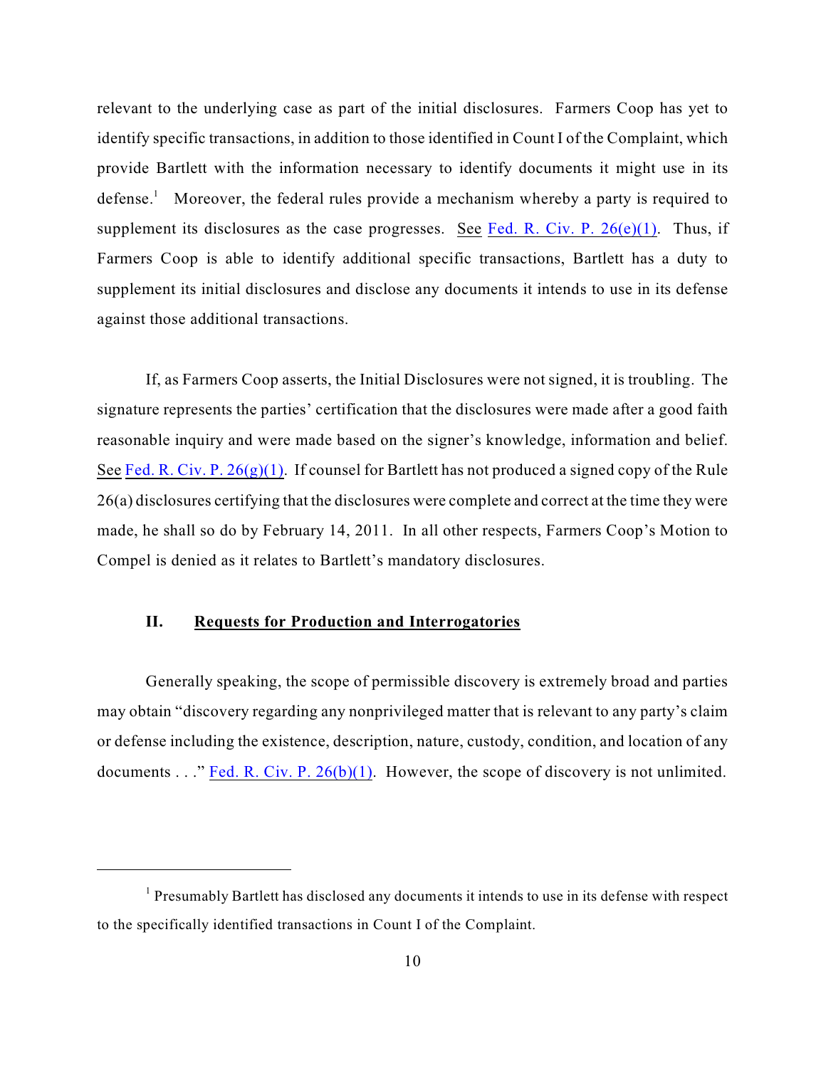relevant to the underlying case as part of the initial disclosures. Farmers Coop has yet to identify specific transactions, in addition to those identified in Count I of the Complaint, which provide Bartlett with the information necessary to identify documents it might use in its defense.[1] Moreover, the federal rules provide a mechanism whereby a party is required to supplement its disclosures as the case progresses. See Fed. R. Civ. P. 26(e)(1). Thus, if Farmers Coop is able to identify additional specific transactions, Bartlett has a duty to supplement its initial disclosures and disclose any documents it intends to use in its defense against those additional transactions.

If, as Farmers Coop asserts, the Initial Disclosures were not signed, it is troubling. The signature represents the parties' certification that the disclosures were made after a good faith reasonable inquiry and were made based on the signer's knowledge, information and belief. See Fed. R. Civ. P. 26(g)(1). If counsel for Bartlett has not produced a signed copy of the Rule 26(a) disclosures certifying that the disclosures were complete and correct at the time they were made, he shall so do by February 14, 2011. In all other respects, Farmers Coop's Motion to Compel is denied as it relates to Bartlett's mandatory disclosures.

## II. **Requests for Production and Interrogatories**

Generally speaking, the scope of permissible discovery is extremely broad and parties may obtain "discovery regarding any nonprivileged matter that is relevant to any party's claim or defense including the existence, description, nature, custody, condition, and location of any documents . . ." Fed. R. Civ. P. 26(b)(1). However, the scope of discovery is not unlimited.

---

[1] Presumably Bartlett has disclosed any documents it intends to use in its defense with respect to the specifically identified transactions in Count I of the Complaint.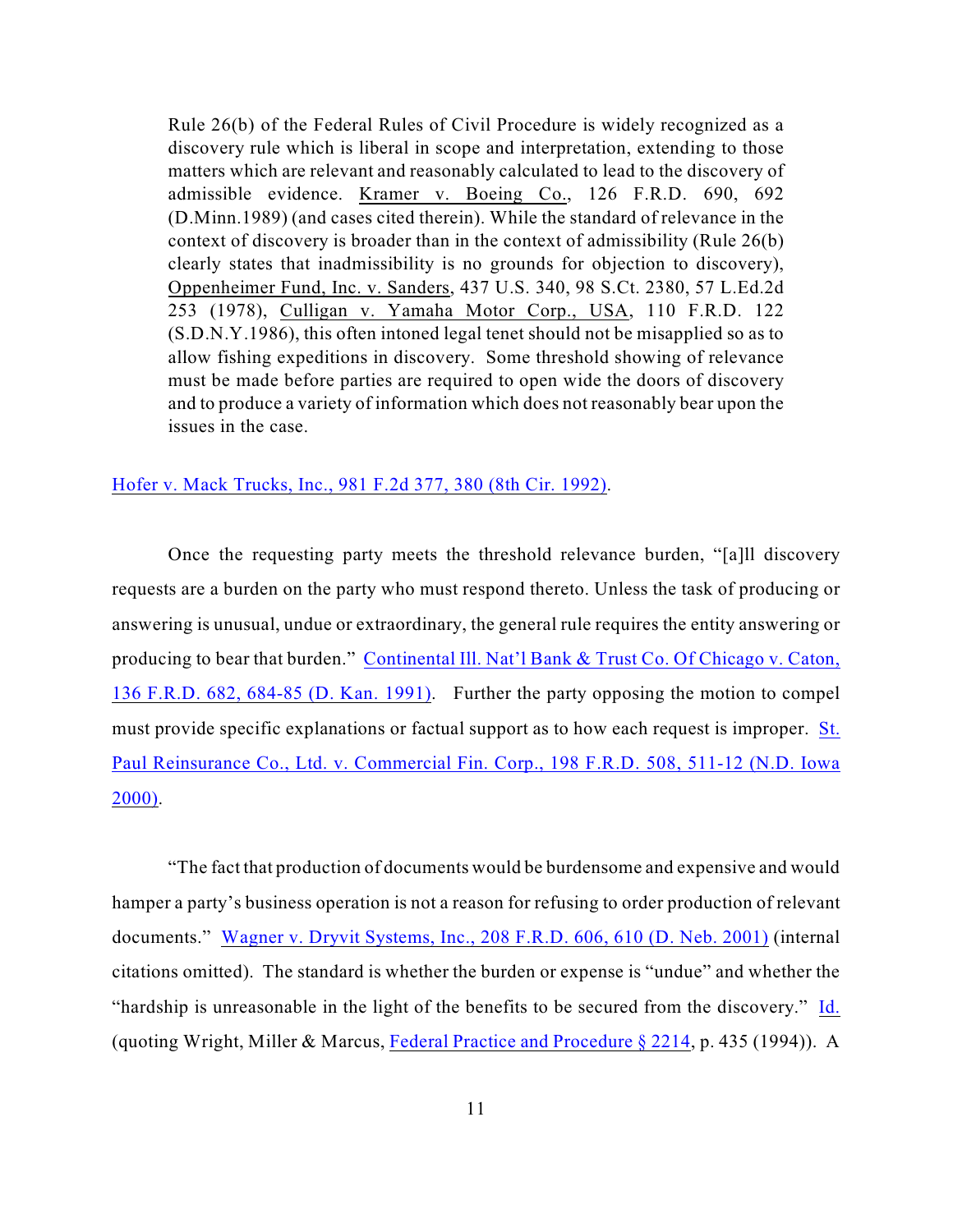> Rule 26(b) of the Federal Rules of Civil Procedure is widely recognized as a discovery rule which is liberal in scope and interpretation, extending to those matters which are relevant and reasonably calculated to lead to the discovery of admissible evidence. Kramer v. Boeing Co., 126 F.R.D. 690, 692 (D.Minn.1989) (and cases cited therein). While the standard of relevance in the context of discovery is broader than in the context of admissibility (Rule 26(b) clearly states that inadmissibility is no grounds for objection to discovery), Oppenheimer Fund, Inc. v. Sanders, 437 U.S. 340, 98 S.Ct. 2380, 57 L.Ed.2d 253 (1978), Culligan v. Yamaha Motor Corp., USA, 110 F.R.D. 122 (S.D.N.Y.1986), this often intoned legal tenet should not be misapplied so as to allow fishing expeditions in discovery. Some threshold showing of relevance must be made before parties are required to open wide the doors of discovery and to produce a variety of information which does not reasonably bear upon the issues in the case.

Hofer v. Mack Trucks, Inc., 981 F.2d 377, 380 (8th Cir. 1992).

Once the requesting party meets the threshold relevance burden, "[a]ll discovery requests are a burden on the party who must respond thereto. Unless the task of producing or answering is unusual, undue or extraordinary, the general rule requires the entity answering or producing to bear that burden." Continental Ill. Nat'l Bank & Trust Co. Of Chicago v. Caton, 136 F.R.D. 682, 684-85 (D. Kan. 1991). Further the party opposing the motion to compel must provide specific explanations or factual support as to how each request is improper. St. Paul Reinsurance Co., Ltd. v. Commercial Fin. Corp., 198 F.R.D. 508, 511-12 (N.D. Iowa 2000).

"The fact that production of documents would be burdensome and expensive and would hamper a party's business operation is not a reason for refusing to order production of relevant documents." Wagner v. Dryvit Systems, Inc., 208 F.R.D. 606, 610 (D. Neb. 2001) (internal citations omitted). The standard is whether the burden or expense is "undue" and whether the "hardship is unreasonable in the light of the benefits to be secured from the discovery." Id. (quoting Wright, Miller & Marcus, Federal Practice and Procedure § 2214, p. 435 (1994)). A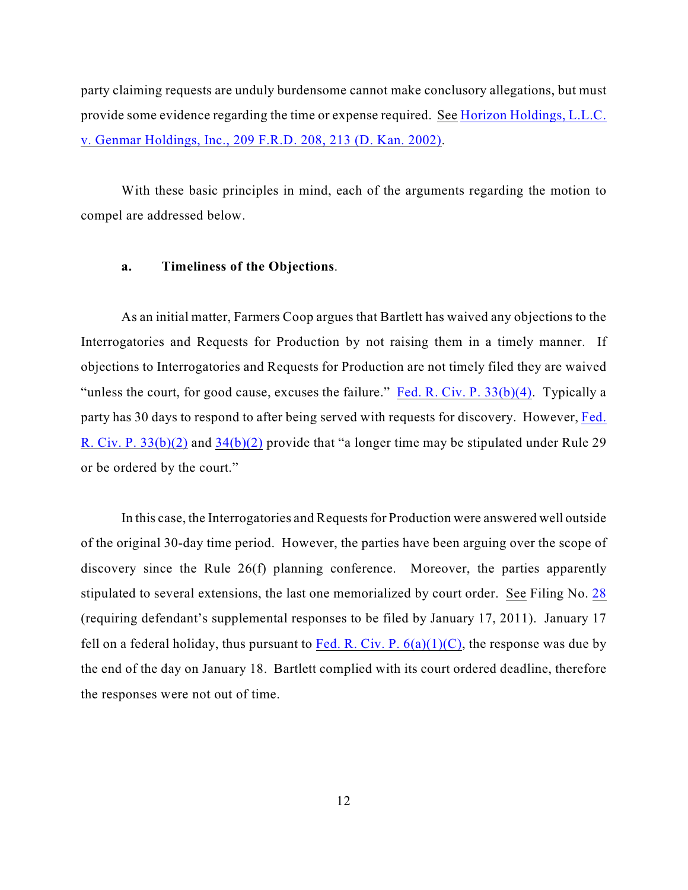party claiming requests are unduly burdensome cannot make conclusory allegations, but must provide some evidence regarding the time or expense required. See Horizon Holdings, L.L.C. v. Genmar Holdings, Inc., 209 F.R.D. 208, 213 (D. Kan. 2002).

With these basic principles in mind, each of the arguments regarding the motion to compel are addressed below.

**a. Timeliness of the Objections**.

As an initial matter, Farmers Coop argues that Bartlett has waived any objections to the Interrogatories and Requests for Production by not raising them in a timely manner. If objections to Interrogatories and Requests for Production are not timely filed they are waived "unless the court, for good cause, excuses the failure." Fed. R. Civ. P. 33(b)(4). Typically a party has 30 days to respond to after being served with requests for discovery. However, Fed. R. Civ. P. 33(b)(2) and 34(b)(2) provide that "a longer time may be stipulated under Rule 29 or be ordered by the court."

In this case, the Interrogatories and Requests for Production were answered well outside of the original 30-day time period. However, the parties have been arguing over the scope of discovery since the Rule 26(f) planning conference. Moreover, the parties apparently stipulated to several extensions, the last one memorialized by court order. See Filing No. 28 (requiring defendant's supplemental responses to be filed by January 17, 2011). January 17 fell on a federal holiday, thus pursuant to Fed. R. Civ. P. 6(a)(1)(C), the response was due by the end of the day on January 18. Bartlett complied with its court ordered deadline, therefore the responses were not out of time.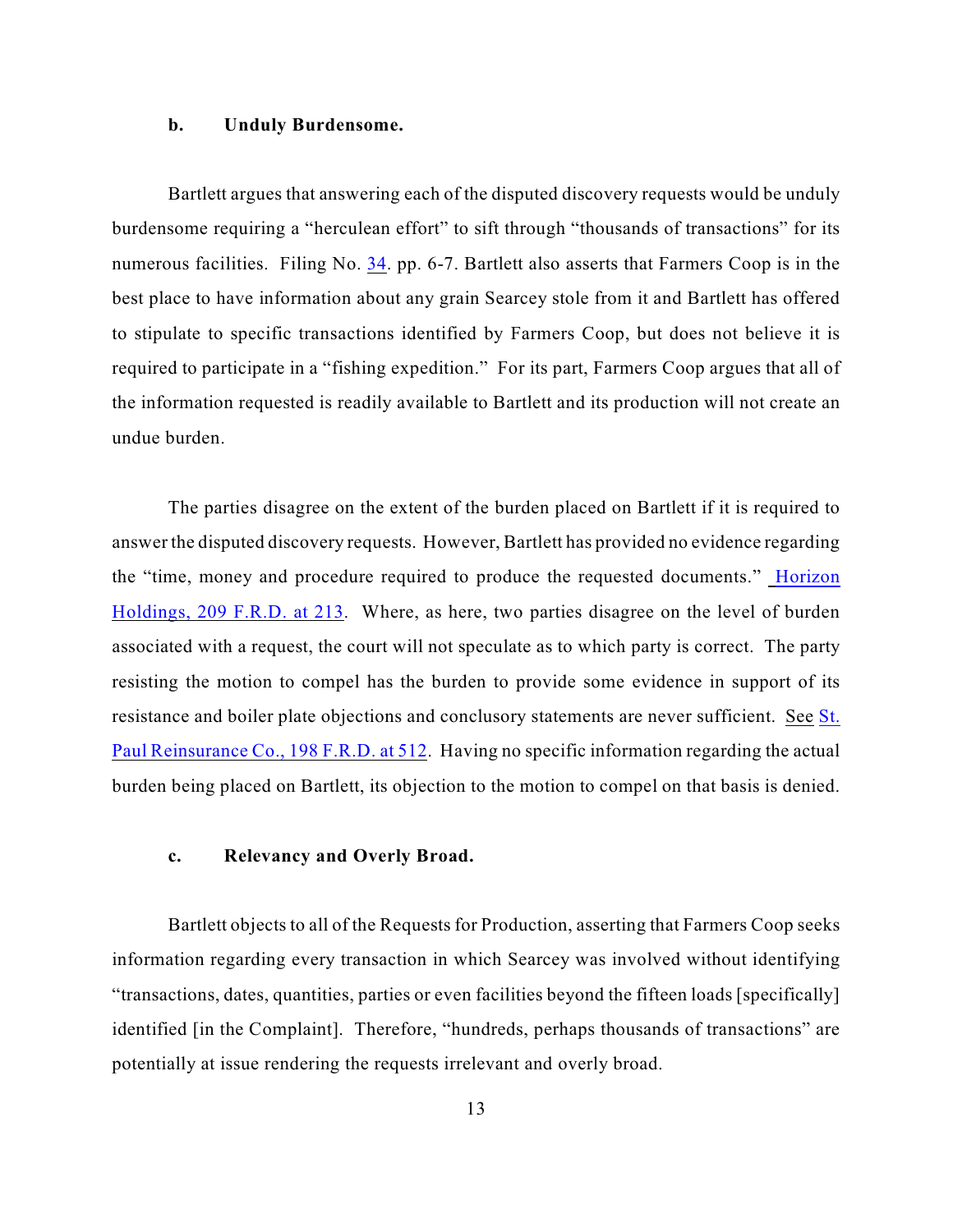### b. Unduly Burdensome.

Bartlett argues that answering each of the disputed discovery requests would be unduly burdensome requiring a "herculean effort" to sift through "thousands of transactions" for its numerous facilities. Filing No. 34. pp. 6-7. Bartlett also asserts that Farmers Coop is in the best place to have information about any grain Searcey stole from it and Bartlett has offered to stipulate to specific transactions identified by Farmers Coop, but does not believe it is required to participate in a "fishing expedition." For its part, Farmers Coop argues that all of the information requested is readily available to Bartlett and its production will not create an undue burden.

The parties disagree on the extent of the burden placed on Bartlett if it is required to answer the disputed discovery requests. However, Bartlett has provided no evidence regarding the "time, money and procedure required to produce the requested documents." Horizon Holdings, 209 F.R.D. at 213. Where, as here, two parties disagree on the level of burden associated with a request, the court will not speculate as to which party is correct. The party resisting the motion to compel has the burden to provide some evidence in support of its resistance and boiler plate objections and conclusory statements are never sufficient. See St. Paul Reinsurance Co., 198 F.R.D. at 512. Having no specific information regarding the actual burden being placed on Bartlett, its objection to the motion to compel on that basis is denied.

### c. Relevancy and Overly Broad.

Bartlett objects to all of the Requests for Production, asserting that Farmers Coop seeks information regarding every transaction in which Searcey was involved without identifying "transactions, dates, quantities, parties or even facilities beyond the fifteen loads [specifically] identified [in the Complaint]. Therefore, "hundreds, perhaps thousands of transactions" are potentially at issue rendering the requests irrelevant and overly broad.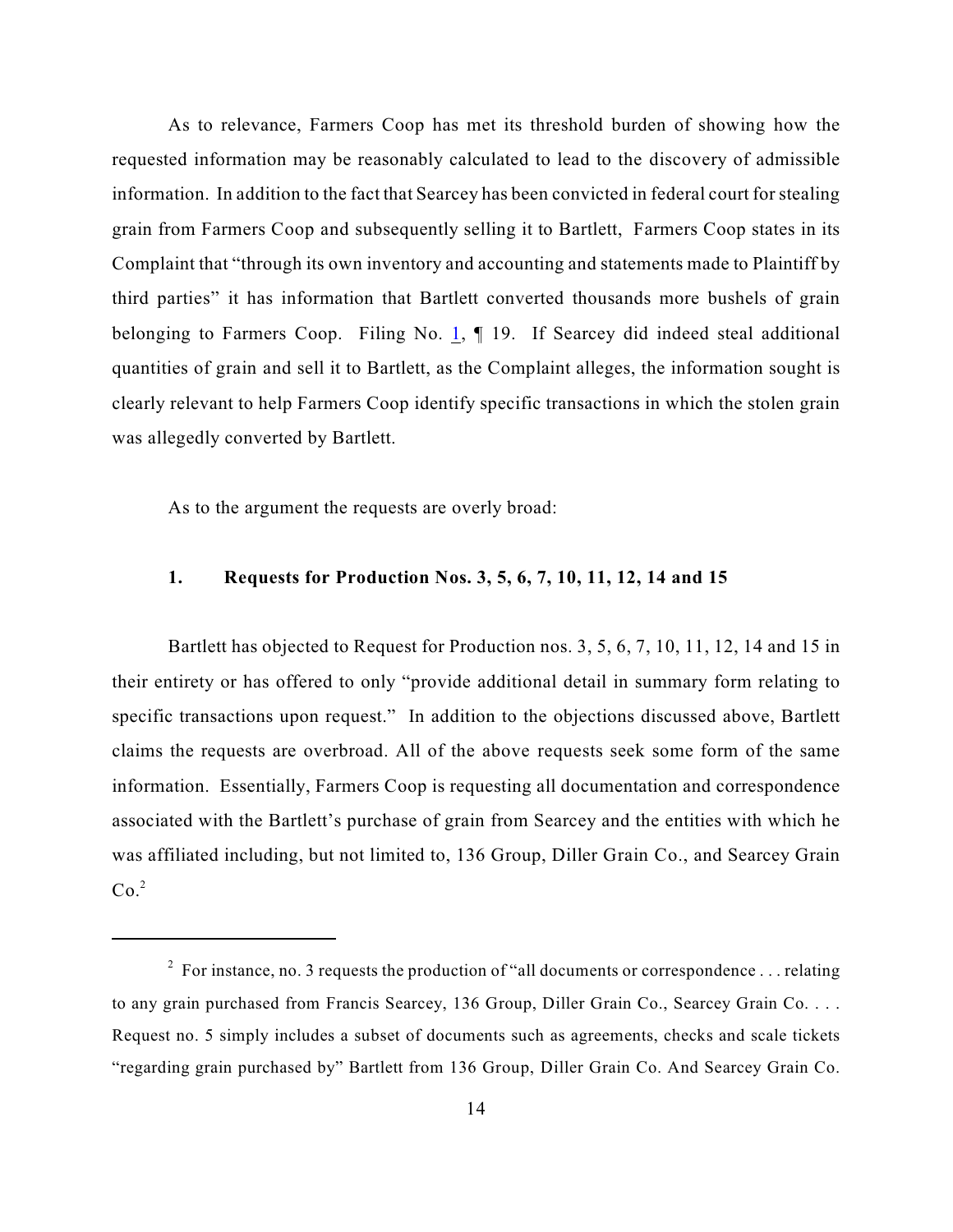As to relevance, Farmers Coop has met its threshold burden of showing how the requested information may be reasonably calculated to lead to the discovery of admissible information. In addition to the fact that Searcey has been convicted in federal court for stealing grain from Farmers Coop and subsequently selling it to Bartlett, Farmers Coop states in its Complaint that "through its own inventory and accounting and statements made to Plaintiff by third parties" it has information that Bartlett converted thousands more bushels of grain belonging to Farmers Coop. Filing No. 1, ¶ 19. If Searcey did indeed steal additional quantities of grain and sell it to Bartlett, as the Complaint alleges, the information sought is clearly relevant to help Farmers Coop identify specific transactions in which the stolen grain was allegedly converted by Bartlett.

As to the argument the requests are overly broad:

### 1. Requests for Production Nos. 3, 5, 6, 7, 10, 11, 12, 14 and 15

Bartlett has objected to Request for Production nos. 3, 5, 6, 7, 10, 11, 12, 14 and 15 in their entirety or has offered to only "provide additional detail in summary form relating to specific transactions upon request." In addition to the objections discussed above, Bartlett claims the requests are overbroad. All of the above requests seek some form of the same information. Essentially, Farmers Coop is requesting all documentation and correspondence associated with the Bartlett's purchase of grain from Searcey and the entities with which he was affiliated including, but not limited to, 136 Group, Diller Grain Co., and Searcey Grain Co.[2]

---

[2] For instance, no. 3 requests the production of "all documents or correspondence . . . relating to any grain purchased from Francis Searcey, 136 Group, Diller Grain Co., Searcey Grain Co. . . . Request no. 5 simply includes a subset of documents such as agreements, checks and scale tickets "regarding grain purchased by" Bartlett from 136 Group, Diller Grain Co. And Searcey Grain Co.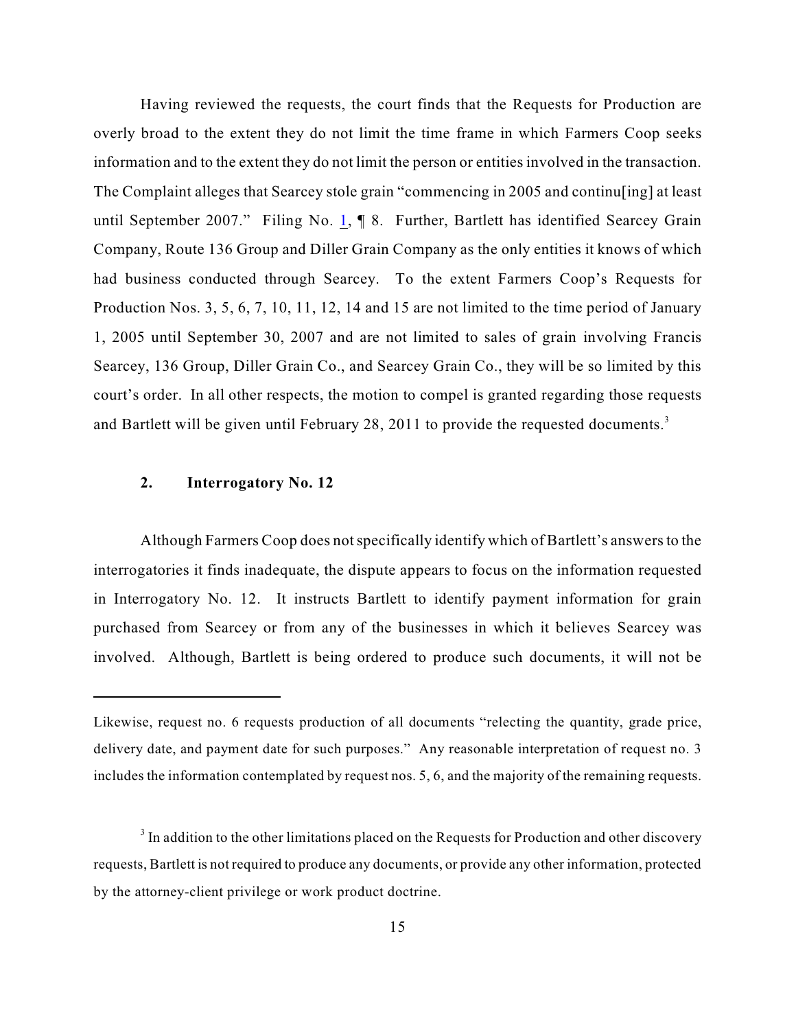Having reviewed the requests, the court finds that the Requests for Production are overly broad to the extent they do not limit the time frame in which Farmers Coop seeks information and to the extent they do not limit the person or entities involved in the transaction. The Complaint alleges that Searcey stole grain "commencing in 2005 and continu[ing] at least until September 2007." Filing No. 1, ¶ 8. Further, Bartlett has identified Searcey Grain Company, Route 136 Group and Diller Grain Company as the only entities it knows of which had business conducted through Searcey. To the extent Farmers Coop's Requests for Production Nos. 3, 5, 6, 7, 10, 11, 12, 14 and 15 are not limited to the time period of January 1, 2005 until September 30, 2007 and are not limited to sales of grain involving Francis Searcey, 136 Group, Diller Grain Co., and Searcey Grain Co., they will be so limited by this court's order. In all other respects, the motion to compel is granted regarding those requests and Bartlett will be given until February 28, 2011 to provide the requested documents.[3]

**2. Interrogatory No. 12**

Although Farmers Coop does not specifically identify which of Bartlett's answers to the interrogatories it finds inadequate, the dispute appears to focus on the information requested in Interrogatory No. 12. It instructs Bartlett to identify payment information for grain purchased from Searcey or from any of the businesses in which it believes Searcey was involved. Although, Bartlett is being ordered to produce such documents, it will not be

---

Likewise, request no. 6 requests production of all documents "relecting the quantity, grade price, delivery date, and payment date for such purposes." Any reasonable interpretation of request no. 3 includes the information contemplated by request nos. 5, 6, and the majority of the remaining requests.

[3] In addition to the other limitations placed on the Requests for Production and other discovery requests, Bartlett is not required to produce any documents, or provide any other information, protected by the attorney-client privilege or work product doctrine.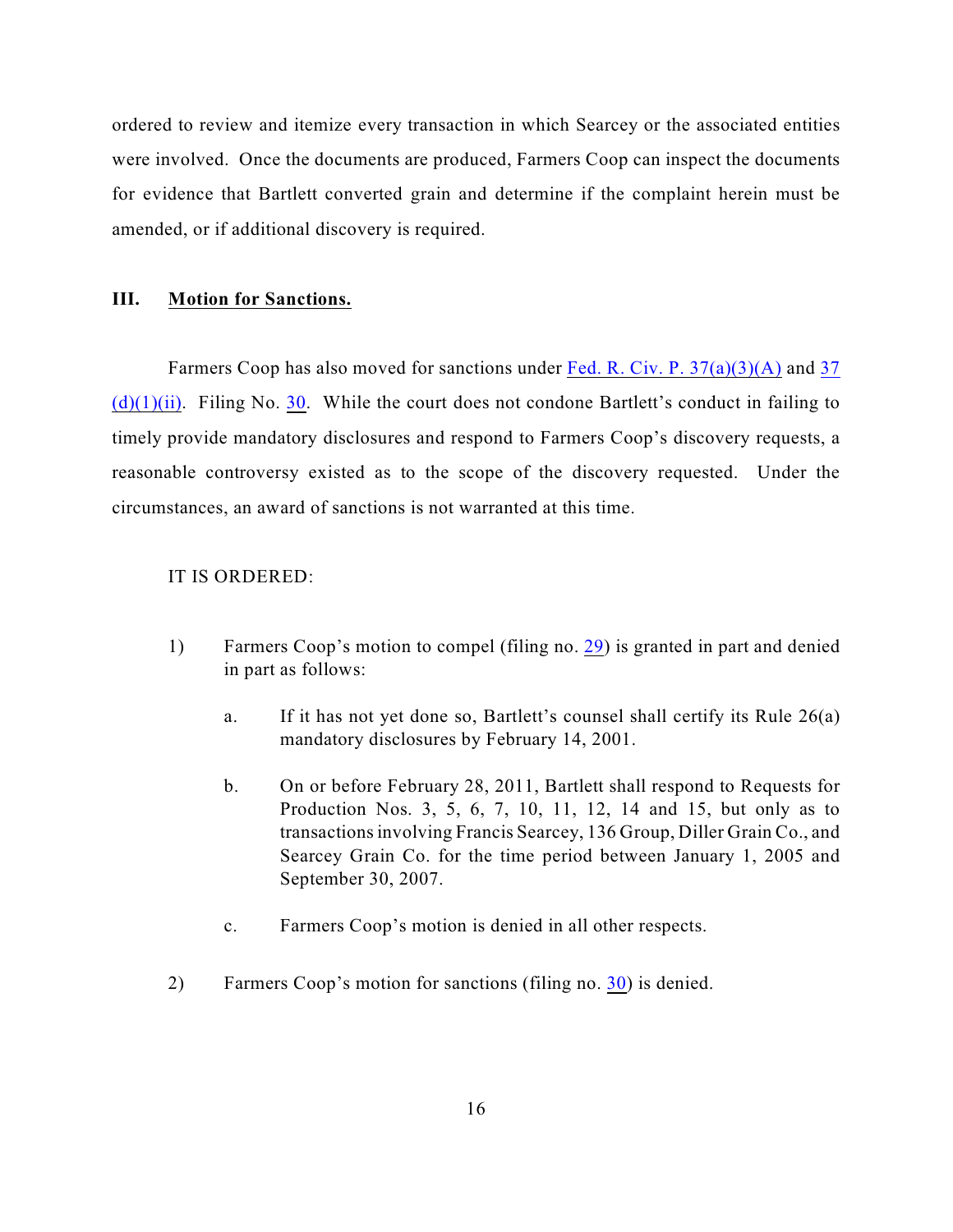ordered to review and itemize every transaction in which Searcey or the associated entities were involved. Once the documents are produced, Farmers Coop can inspect the documents for evidence that Bartlett converted grain and determine if the complaint herein must be amended, or if additional discovery is required.

## III. Motion for Sanctions.

Farmers Coop has also moved for sanctions under Fed. R. Civ. P. 37(a)(3)(A) and 37 (d)(1)(ii). Filing No. 30. While the court does not condone Bartlett's conduct in failing to timely provide mandatory disclosures and respond to Farmers Coop's discovery requests, a reasonable controversy existed as to the scope of the discovery requested. Under the circumstances, an award of sanctions is not warranted at this time.

IT IS ORDERED:

1) Farmers Coop's motion to compel (filing no. 29) is granted in part and denied in part as follows:

   a. If it has not yet done so, Bartlett's counsel shall certify its Rule 26(a) mandatory disclosures by February 14, 2001.

   b. On or before February 28, 2011, Bartlett shall respond to Requests for Production Nos. 3, 5, 6, 7, 10, 11, 12, 14 and 15, but only as to transactions involving Francis Searcey, 136 Group, Diller Grain Co., and Searcey Grain Co. for the time period between January 1, 2005 and September 30, 2007.

   c. Farmers Coop's motion is denied in all other respects.

2) Farmers Coop's motion for sanctions (filing no. 30) is denied.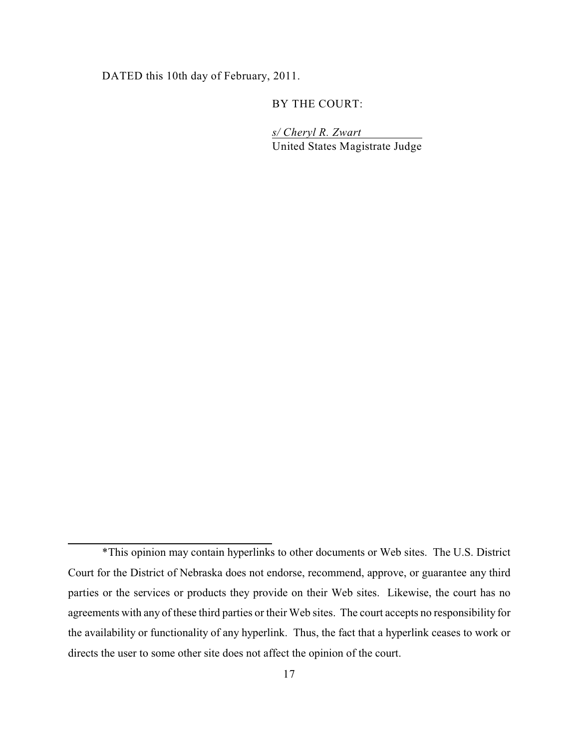DATED this 10th day of February, 2011.

BY THE COURT:

*s/ Cheryl R. Zwart*
United States Magistrate Judge

---

*This opinion may contain hyperlinks to other documents or Web sites. The U.S. District Court for the District of Nebraska does not endorse, recommend, approve, or guarantee any third parties or the services or products they provide on their Web sites. Likewise, the court has no agreements with any of these third parties or their Web sites. The court accepts no responsibility for the availability or functionality of any hyperlink. Thus, the fact that a hyperlink ceases to work or directs the user to some other site does not affect the opinion of the court.